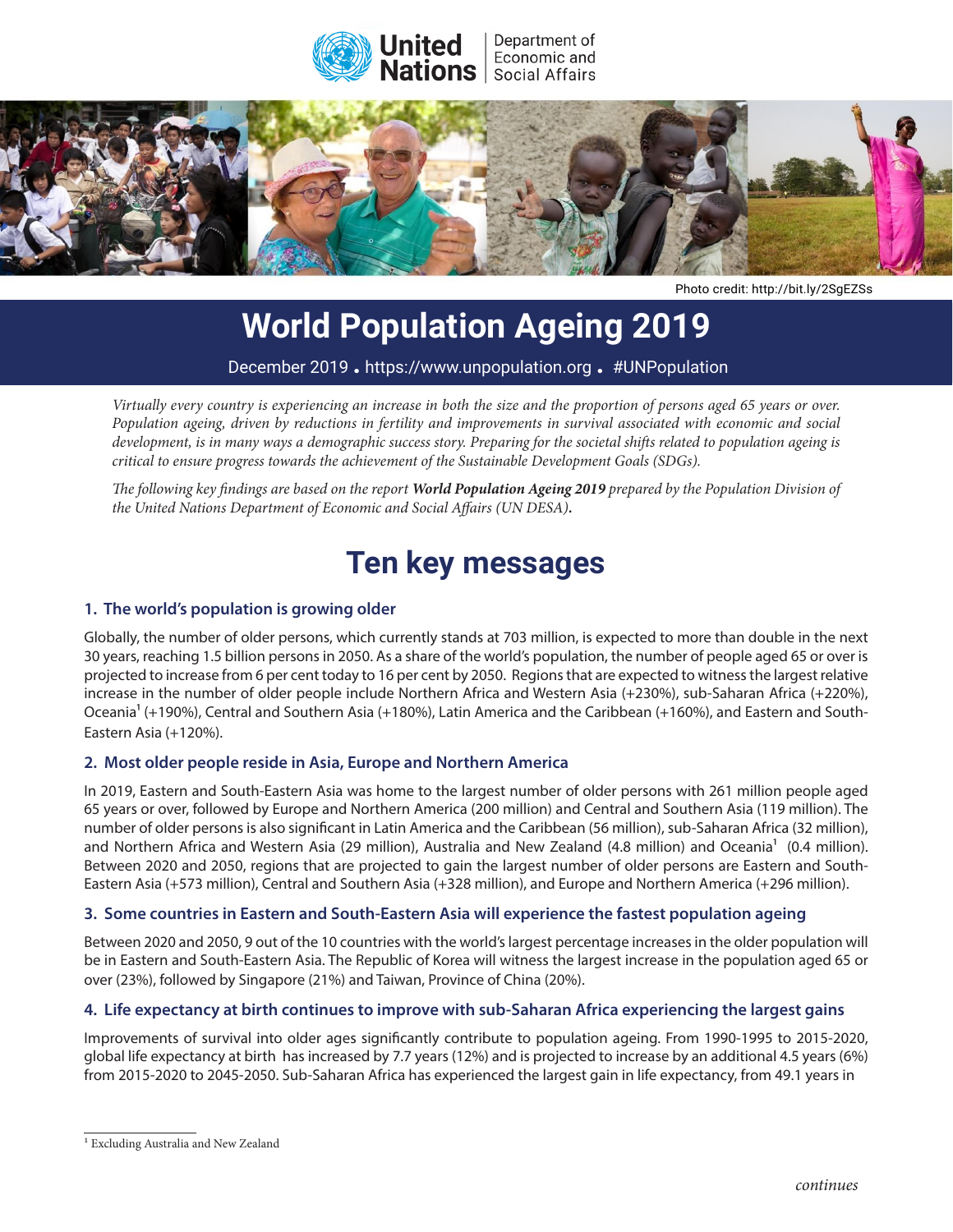United Nations | Department of Economic and Social Affairs

Photo credit: http://bit.ly/2SgEZSs

# World Population Ageing 2019

December 2019 • https://www.unpopulation.org • #UNPopulation

*Virtually every country is experiencing an increase in both the size and the proportion of persons aged 65 years or over. Population ageing, driven by reductions in fertility and improvements in survival associated with economic and social development, is in many ways a demographic success story. Preparing for the societal shifts related to population ageing is critical to ensure progress towards the achievement of the Sustainable Development Goals (SDGs).*

*The following key findings are based on the report* ***World Population Ageing 2019*** *prepared by the Population Division of the United Nations Department of Economic and Social Affairs (UN DESA).*

## Ten key messages

### 1. The world's population is growing older

Globally, the number of older persons, which currently stands at 703 million, is expected to more than double in the next 30 years, reaching 1.5 billion persons in 2050. As a share of the world's population, the number of people aged 65 or over is projected to increase from 6 per cent today to 16 per cent by 2050. Regions that are expected to witness the largest relative increase in the number of older people include Northern Africa and Western Asia (+230%), sub-Saharan Africa (+220%), Oceania[1] (+190%), Central and Southern Asia (+180%), Latin America and the Caribbean (+160%), and Eastern and South-Eastern Asia (+120%).

### 2. Most older people reside in Asia, Europe and Northern America

In 2019, Eastern and South-Eastern Asia was home to the largest number of older persons with 261 million people aged 65 years or over, followed by Europe and Northern America (200 million) and Central and Southern Asia (119 million). The number of older persons is also significant in Latin America and the Caribbean (56 million), sub-Saharan Africa (32 million), and Northern Africa and Western Asia (29 million), Australia and New Zealand (4.8 million) and Oceania[1] (0.4 million). Between 2020 and 2050, regions that are projected to gain the largest number of older persons are Eastern and South-Eastern Asia (+573 million), Central and Southern Asia (+328 million), and Europe and Northern America (+296 million).

### 3. Some countries in Eastern and South-Eastern Asia will experience the fastest population ageing

Between 2020 and 2050, 9 out of the 10 countries with the world's largest percentage increases in the older population will be in Eastern and South-Eastern Asia. The Republic of Korea will witness the largest increase in the population aged 65 or over (23%), followed by Singapore (21%) and Taiwan, Province of China (20%).

### 4. Life expectancy at birth continues to improve with sub-Saharan Africa experiencing the largest gains

Improvements of survival into older ages significantly contribute to population ageing. From 1990-1995 to 2015-2020, global life expectancy at birth has increased by 7.7 years (12%) and is projected to increase by an additional 4.5 years (6%) from 2015-2020 to 2045-2050. Sub-Saharan Africa has experienced the largest gain in life expectancy, from 49.1 years in

[1] Excluding Australia and New Zealand

*continues*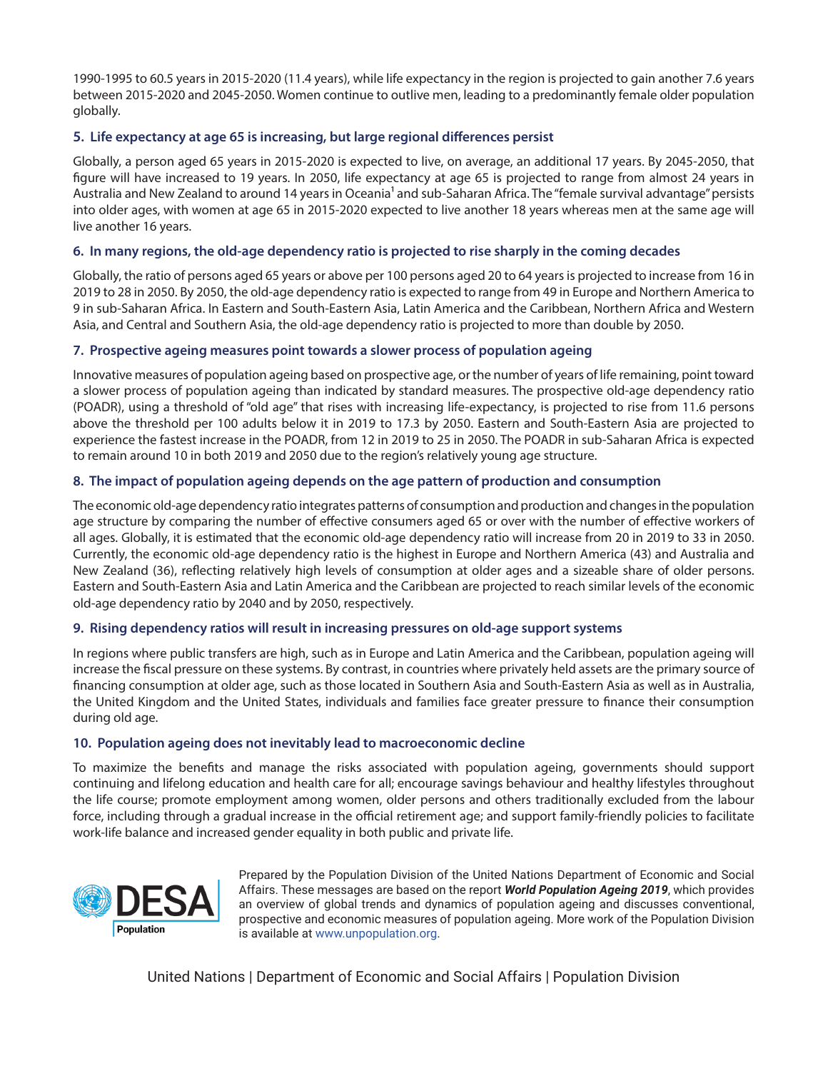1990-1995 to 60.5 years in 2015-2020 (11.4 years), while life expectancy in the region is projected to gain another 7.6 years between 2015-2020 and 2045-2050. Women continue to outlive men, leading to a predominantly female older population globally.

### 5. Life expectancy at age 65 is increasing, but large regional differences persist

Globally, a person aged 65 years in 2015-2020 is expected to live, on average, an additional 17 years. By 2045-2050, that figure will have increased to 19 years. In 2050, life expectancy at age 65 is projected to range from almost 24 years in Australia and New Zealand to around 14 years in Oceania[1] and sub-Saharan Africa. The "female survival advantage" persists into older ages, with women at age 65 in 2015-2020 expected to live another 18 years whereas men at the same age will live another 16 years.

### 6. In many regions, the old-age dependency ratio is projected to rise sharply in the coming decades

Globally, the ratio of persons aged 65 years or above per 100 persons aged 20 to 64 years is projected to increase from 16 in 2019 to 28 in 2050. By 2050, the old-age dependency ratio is expected to range from 49 in Europe and Northern America to 9 in sub-Saharan Africa. In Eastern and South-Eastern Asia, Latin America and the Caribbean, Northern Africa and Western Asia, and Central and Southern Asia, the old-age dependency ratio is projected to more than double by 2050.

### 7. Prospective ageing measures point towards a slower process of population ageing

Innovative measures of population ageing based on prospective age, or the number of years of life remaining, point toward a slower process of population ageing than indicated by standard measures. The prospective old-age dependency ratio (POADR), using a threshold of "old age" that rises with increasing life-expectancy, is projected to rise from 11.6 persons above the threshold per 100 adults below it in 2019 to 17.3 by 2050. Eastern and South-Eastern Asia are projected to experience the fastest increase in the POADR, from 12 in 2019 to 25 in 2050. The POADR in sub-Saharan Africa is expected to remain around 10 in both 2019 and 2050 due to the region's relatively young age structure.

### 8. The impact of population ageing depends on the age pattern of production and consumption

The economic old-age dependency ratio integrates patterns of consumption and production and changes in the population age structure by comparing the number of effective consumers aged 65 or over with the number of effective workers of all ages. Globally, it is estimated that the economic old-age dependency ratio will increase from 20 in 2019 to 33 in 2050. Currently, the economic old-age dependency ratio is the highest in Europe and Northern America (43) and Australia and New Zealand (36), reflecting relatively high levels of consumption at older ages and a sizeable share of older persons. Eastern and South-Eastern Asia and Latin America and the Caribbean are projected to reach similar levels of the economic old-age dependency ratio by 2040 and by 2050, respectively.

### 9. Rising dependency ratios will result in increasing pressures on old-age support systems

In regions where public transfers are high, such as in Europe and Latin America and the Caribbean, population ageing will increase the fiscal pressure on these systems. By contrast, in countries where privately held assets are the primary source of financing consumption at older age, such as those located in Southern Asia and South-Eastern Asia as well as in Australia, the United Kingdom and the United States, individuals and families face greater pressure to finance their consumption during old age.

### 10. Population ageing does not inevitably lead to macroeconomic decline

To maximize the benefits and manage the risks associated with population ageing, governments should support continuing and lifelong education and health care for all; encourage savings behaviour and healthy lifestyles throughout the life course; promote employment among women, older persons and others traditionally excluded from the labour force, including through a gradual increase in the official retirement age; and support family-friendly policies to facilitate work-life balance and increased gender equality in both public and private life.

DESA Population

Prepared by the Population Division of the United Nations Department of Economic and Social Affairs. These messages are based on the report ***World Population Ageing 2019***, which provides an overview of global trends and dynamics of population ageing and discusses conventional, prospective and economic measures of population ageing. More work of the Population Division is available at www.unpopulation.org.

United Nations | Department of Economic and Social Affairs | Population Division